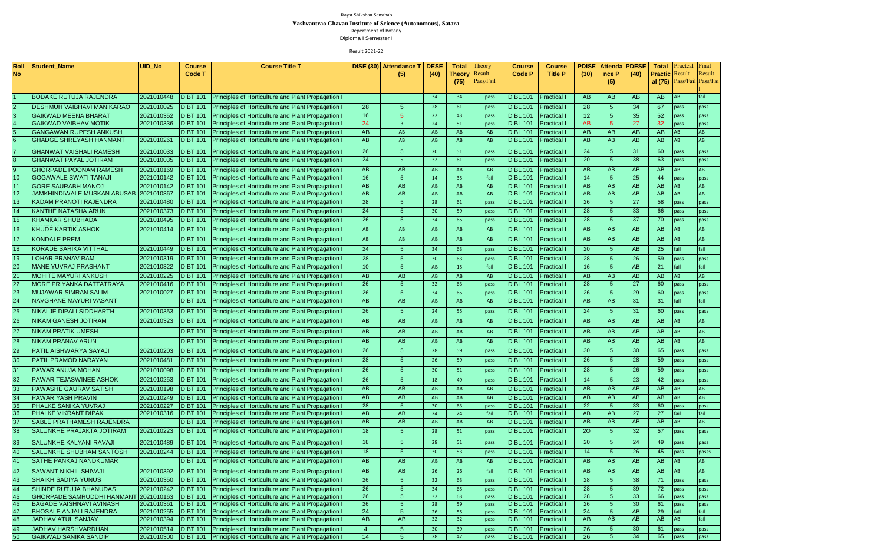Rayat Shikshan Sanstha's

**Yashvantrao Chavan Institute of Science (Autonomous), Satara**

Department of Botany

Diploma I Semester I

Result 2021-22

| Roll No | Student_Name | UID_No | Course Code T | Course Title T | DISE (30) | Attendance T (5) | DESE (40) | Total Theory (75) | Theory Result Pass/Fail | Course Code P | Course Title P | PDISE (30) | Attendance P (5) | PDESE (40) | Total Practical (75) | Practcal Result Pass/Fail | Final Result Pass/Fail |
|---|---|---|---|---|---|---|---|---|---|---|---|---|---|---|---|---|---|
| 1 | BODAKE RUTUJA RAJENDRA | 2021010448 | D BT 101 | Principles of Horticulture and Plant Propagation I | | | 34 | 34 | pass | D BL 101 | Practical I | AB | AB | AB | AB | AB | fail |
| 2 | DESHMUH VAIBHAVI MANIKARAO | 2021010025 | D BT 101 | Principles of Horticulture and Plant Propagation I | 28 | 5 | 28 | 61 | pass | D BL 101 | Practical I | 28 | 5 | 34 | 67 | pass | pass |
| 3 | GAIKWAD MEENA BHARAT | 2021010352 | D BT 101 | Principles of Horticulture and Plant Propagation I | 16 | 5 | 22 | 43 | pass | D BL 101 | Practical I | 12 | 5 | 35 | 52 | pass | pass |
| 4 | GAIKWAD VAIBHAV MOTIK | 2021010336 | D BT 101 | Principles of Horticulture and Plant Propagation I | 24 | 3 | 24 | 51 | pass | D BL 101 | Practical I | AB | 5 | 27 | 32 | pass | pass |
| 5 | GANGAWAN RUPESH ANKUSH | | D BT 101 | Principles of Horticulture and Plant Propagation I | AB | AB | AB | AB | AB | D BL 101 | Practical I | AB | AB | AB | AB | AB | AB |
| 6 | GHADGE SHREYASH HANMANT | 2021010261 | D BT 101 | Principles of Horticulture and Plant Propagation I | AB | AB | AB | AB | AB | D BL 101 | Practical I | AB | AB | AB | AB | AB | AB |
| 7 | GHANWAT VAISHALI RAMESH | 2021010033 | D BT 101 | Principles of Horticulture and Plant Propagation I | 26 | 5 | 20 | 51 | pass | D BL 101 | Practical I | 24 | 5 | 31 | 60 | pass | pass |
| 8 | GHANWAT PAYAL JOTIRAM | 2021010035 | D BT 101 | Principles of Horticulture and Plant Propagation I | 24 | 5 | 32 | 61 | pass | D BL 101 | Practical I | 20 | 5 | 38 | 63 | pass | pass |
| 9 | GHORPADE POONAM RAMESH | 2021010169 | D BT 101 | Principles of Horticulture and Plant Propagation I | AB | AB | AB | AB | AB | D BL 101 | Practical I | AB | AB | AB | AB | AB | AB |
| 10 | GOGAWALE SWATI TANAJI | 2021010142 | D BT 101 | Principles of Horticulture and Plant Propagation I | 16 | 5 | 14 | 35 | fail | D BL 101 | Practical I | 14 | 5 | 25 | 44 | pass | pass |
| 11 | GORE SAURABH MANOJ | 2021010142 | D BT 101 | Principles of Horticulture and Plant Propagation I | AB | AB | AB | AB | AB | D BL 101 | Practical I | AB | AB | AB | AB | AB | AB |
| 12 | JAMKHINDIWALE MUSKAN ABUSAB | 2021010367 | D BT 101 | Principles of Horticulture and Plant Propagation I | AB | AB | AB | AB | AB | D BL 101 | Practical I | AB | AB | AB | AB | AB | AB |
| 13 | KADAM PRANOTI RAJENDRA | 2021010480 | D BT 101 | Principles of Horticulture and Plant Propagation I | 28 | 5 | 28 | 61 | pass | D BL 101 | Practical I | 26 | 5 | 27 | 58 | pass | pass |
| 14 | KANTHE NATASHA ARUN | 2021010373 | D BT 101 | Principles of Horticulture and Plant Propagation I | 24 | 5 | 30 | 59 | pass | D BL 101 | Practical I | 28 | 5 | 33 | 66 | pass | pass |
| 15 | KHAMKAR SHUBHADA | 2021010495 | D BT 101 | Principles of Horticulture and Plant Propagation I | 26 | 5 | 34 | 65 | pass | D BL 101 | Practical I | 28 | 5 | 37 | 70 | pass | pass |
| 16 | KHUDE KARTIK ASHOK | 2021010414 | D BT 101 | Principles of Horticulture and Plant Propagation I | AB | AB | AB | AB | AB | D BL 101 | Practical I | AB | AB | AB | AB | AB | AB |
| 17 | KONDALE PREM | | D BT 101 | Principles of Horticulture and Plant Propagation I | AB | AB | AB | AB | AB | D BL 101 | Practical I | AB | AB | AB | AB | AB | AB |
| 18 | KORADE SARIKA VITTHAL | 2021010449 | D BT 101 | Principles of Horticulture and Plant Propagation I | 24 | 5 | 34 | 63 | pass | D BL 101 | Practical I | 20 | 5 | AB | 25 | fail | fail |
| 19 | LOHAR PRANAV RAM | 2021010319 | D BT 101 | Principles of Horticulture and Plant Propagation I | 28 | 5 | 30 | 63 | pass | D BL 101 | Practical I | 28 | 5 | 26 | 59 | pass | pass |
| 20 | MANE YUVRAJ PRASHANT | 2021010322 | D BT 101 | Principles of Horticulture and Plant Propagation I | 10 | 5 | AB | 15 | fail | D BL 101 | Practical I | 16 | 5 | AB | 21 | fail | fail |
| 21 | MOHITE MAYURI ANKUSH | 2021010225 | D BT 101 | Principles of Horticulture and Plant Propagation I | AB | AB | AB | AB | AB | D BL 101 | Practical I | AB | AB | AB | AB | AB | AB |
| 22 | MORE PRIYANKA DATTATRAYA | 2021010416 | D BT 101 | Principles of Horticulture and Plant Propagation I | 26 | 5 | 32 | 63 | pass | D BL 101 | Practical I | 28 | 5 | 27 | 60 | pass | pass |
| 23 | MUJAWAR SIMRAN SALIM | 2021010027 | D BT 101 | Principles of Horticulture and Plant Propagation I | 26 | 5 | 34 | 65 | pass | D BL 101 | Practical I | 26 | 5 | 29 | 60 | pass | pass |
| 24 | NAVGHANE MAYURI VASANT | | D BT 101 | Principles of Horticulture and Plant Propagation I | AB | AB | AB | AB | AB | D BL 101 | Practical I | AB | AB | 31 | 31 | fail | fail |
| 25 | NIKALJE DIPALI SIDDHARTH | 2021010353 | D BT 101 | Principles of Horticulture and Plant Propagation I | 26 | 5 | 24 | 55 | pass | D BL 101 | Practical I | 24 | 5 | 31 | 60 | pass | pass |
| 26 | NIKAM GANESH JOTIRAM | 2021010323 | D BT 101 | Principles of Horticulture and Plant Propagation I | AB | AB | AB | AB | AB | D BL 101 | Practical I | AB | AB | AB | AB | AB | AB |
| 27 | NIKAM PRATIK UMESH | | D BT 101 | Principles of Horticulture and Plant Propagation I | AB | AB | AB | AB | AB | D BL 101 | Practical I | AB | AB | AB | AB | AB | AB |
| 28 | NIKAM PRANAV ARUN | | D BT 101 | Principles of Horticulture and Plant Propagation I | AB | AB | AB | AB | AB | D BL 101 | Practical I | AB | AB | AB | AB | AB | AB |
| 29 | PATIL AISHWARYA SAYAJI | 2021010203 | D BT 101 | Principles of Horticulture and Plant Propagation I | 26 | 5 | 28 | 59 | pass | D BL 101 | Practical I | 30 | 5 | 30 | 65 | pass | pass |
| 30 | PATIL PRAMOD NARAYAN | 2021010481 | D BT 101 | Principles of Horticulture and Plant Propagation I | 28 | 5 | 26 | 59 | pass | D BL 101 | Practical I | 26 | 5 | 28 | 59 | pass | pass |
| 31 | PAWAR ANUJA MOHAN | 2021010098 | D BT 101 | Principles of Horticulture and Plant Propagation I | 26 | 5 | 30 | 51 | pass | D BL 101 | Practical I | 28 | 5 | 26 | 59 | pass | pass |
| 32 | PAWAR TEJASWINEE ASHOK | 2021010253 | D BT 101 | Principles of Horticulture and Plant Propagation I | 26 | 5 | 18 | 49 | pass | D BL 101 | Practical I | 14 | 5 | 23 | 42 | pass | pass |
| 33 | PAWASHE GAURAV SATISH | 2021010198 | D BT 101 | Principles of Horticulture and Plant Propagation I | AB | AB | AB | AB | AB | D BL 101 | Practical I | AB | AB | AB | AB | AB | AB |
| 34 | PAWAR YASH PRAVIN | 2021010249 | D BT 101 | Principles of Horticulture and Plant Propagation I | AB | AB | AB | AB | AB | D BL 101 | Practical I | AB | AB | AB | AB | AB | AB |
| 35 | PHALKE SANIKA YUVRAJ | 2021010227 | D BT 101 | Principles of Horticulture and Plant Propagation I | 28 | 5 | 30 | 63 | pass | D BL 101 | Practical I | 22 | 5 | 33 | 60 | pass | pass |
| 36 | PHALKE VIKRANT DIPAK | 2021010316 | D BT 101 | Principles of Horticulture and Plant Propagation I | AB | AB | 24 | 24 | fail | D BL 101 | Practical I | AB | AB | 27 | 27 | fail | fail |
| 37 | SABLE PRATHAMESH RAJENDRA | | D BT 101 | Principles of Horticulture and Plant Propagation I | AB | AB | AB | AB | AB | D BL 101 | Practical I | AB | AB | AB | AB | AB | AB |
| 38 | SALUNKHE PRAJAKTA JOTIRAM | 2021010223 | D BT 101 | Principles of Horticulture and Plant Propagation I | 18 | 5 | 28 | 51 | pass | D BL 101 | Practical I | 2O | 5 | 32 | 57 | pass | pass |
| 39 | SALUNKHE KALYANI RAVAJI | 2021010489 | D BT 101 | Principles of Horticulture and Plant Propagation I | 18 | 5 | 28 | 51 | pass | D BL 101 | Practical I | 20 | 5 | 24 | 49 | pass | pass |
| 40 | SALUNKHE SHUBHAM SANTOSH | 2021010244 | D BT 101 | Principles of Horticulture and Plant Propagation I | 18 | 5 | 30 | 53 | pass | D BL 101 | Practical I | 14 | 5 | 26 | 45 | pass | passs |
| 41 | SATHE PANKAJ NANDKUMAR | | D BT 101 | Principles of Horticulture and Plant Propagation I | AB | AB | AB | AB | AB | D BL 101 | Practical I | AB | AB | AB | AB | AB | AB |
| 42 | SAWANT NIKHIL SHIVAJI | 2021010392 | D BT 101 | Principles of Horticulture and Plant Propagation I | AB | AB | 26 | 26 | fail | D BL 101 | Practical I | AB | AB | AB | AB | AB | AB |
| 43 | SHAIKH SADIYA YUNUS | 2021010350 | D BT 101 | Principles of Horticulture and Plant Propagation I | 26 | 5 | 32 | 63 | pass | D BL 101 | Practical I | 28 | 5 | 38 | 71 | pass | pass |
| 44 | SHINDE RUTUJA BHANUDAS | 2021010242 | D BT 101 | Principles of Horticulture and Plant Propagation I | 26 | 5 | 34 | 65 | pass | D BL 101 | Practical I | 28 | 5 | 39 | 72 | pass | pass |
| 45 | GHORPADE SAMRUDDHI HANMANT | 2021010163 | D BT 101 | Principles of Horticulture and Plant Propagation I | 26 | 5 | 32 | 63 | pass | D BL 101 | Practical I | 28 | 5 | 33 | 66 | pass | pass |
| 46 | BAGADE VAISHNAVI AVINASH | 2021010361 | D BT 101 | Principles of Horticulture and Plant Propagation I | 26 | 5 | 28 | 59 | pass | D BL 101 | Practical I | 26 | 5 | 30 | 61 | pass | pass |
| 47 | BHOSALE ANJALI RAJENDRA | 2021010255 | D BT 101 | Principles of Horticulture and Plant Propagation I | 24 | 5 | 26 | 55 | pass | D BL 101 | Practical I | 24 | 5 | AB | 29 | fail | fail |
| 48 | JADHAV ATUL SANJAY | 2021010394 | D BT 101 | Principles of Horticulture and Plant Propagation I | AB | AB | 32 | 32 | pass | D BL 101 | Practical I | AB | AB | AB | AB | AB | fail |
| 49 | JADHAV HARSHVARDHAN | 2021010514 | D BT 101 | Principles of Horticulture and Plant Propagation I | 4 | 5 | 30 | 39 | pass | D BL 101 | Practical I | 26 | 5 | 30 | 61 | pass | pass |
| 50 | GAIKWAD SANIKA SANDIP | 2021010300 | D BT 101 | Principles of Horticulture and Plant Propagation I | 14 | 5 | 28 | 47 | pass | D BL 101 | Practical I | 26 | 5 | 34 | 65 | pass | pass |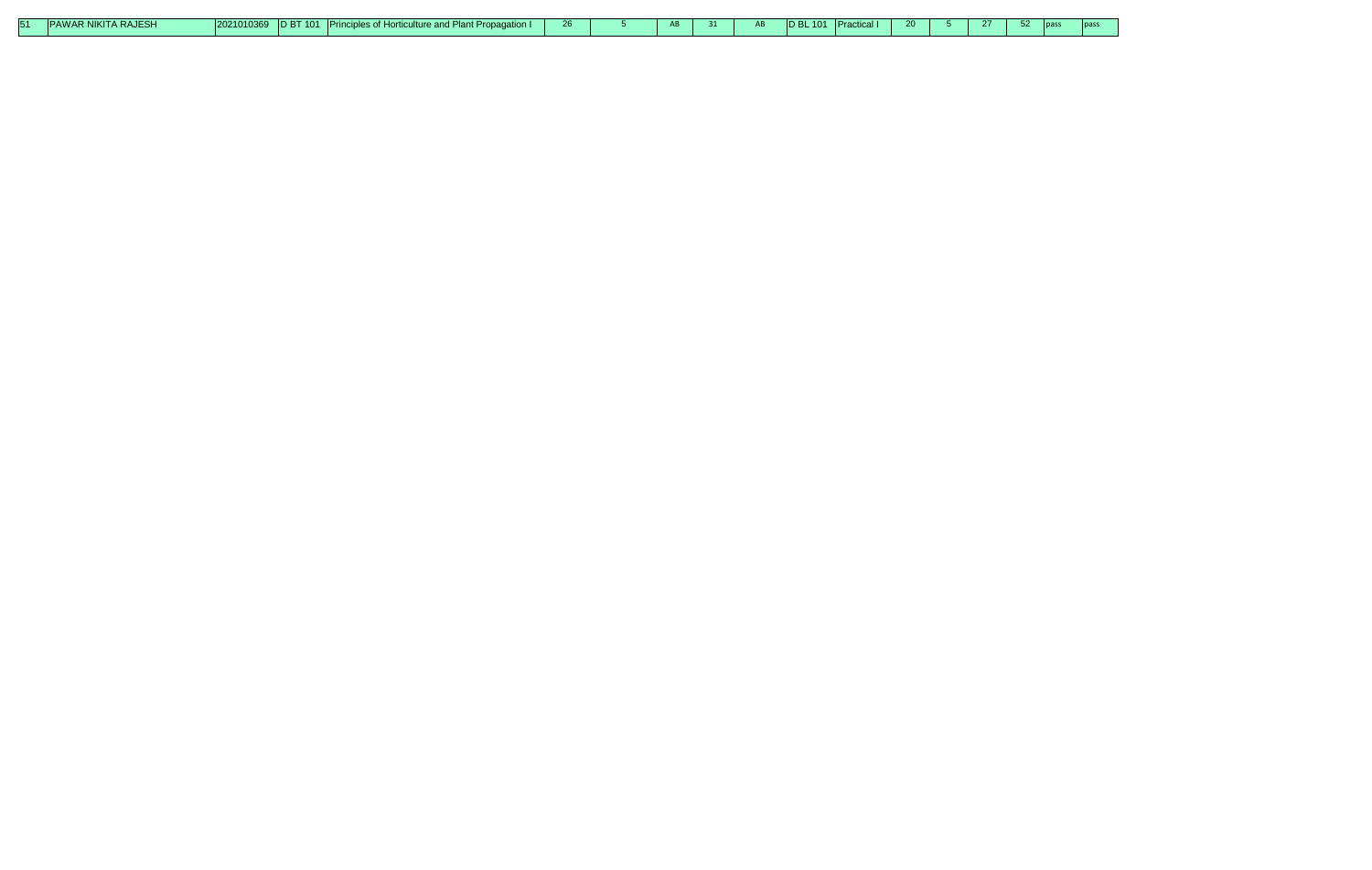| | | | | | | | | | | | | | | | | | |
|---|---|---|---|---|---|---|---|---|---|---|---|---|---|---|---|---|---|
| 51 | PAWAR NIKITA RAJESH | 2021010369 | D BT 101 | Principles of Horticulture and Plant Propagation I | 26 | 5 | AB | 31 | AB | D BL 101 | Practical I | 20 | 5 | 27 | 52 | pass | pass |